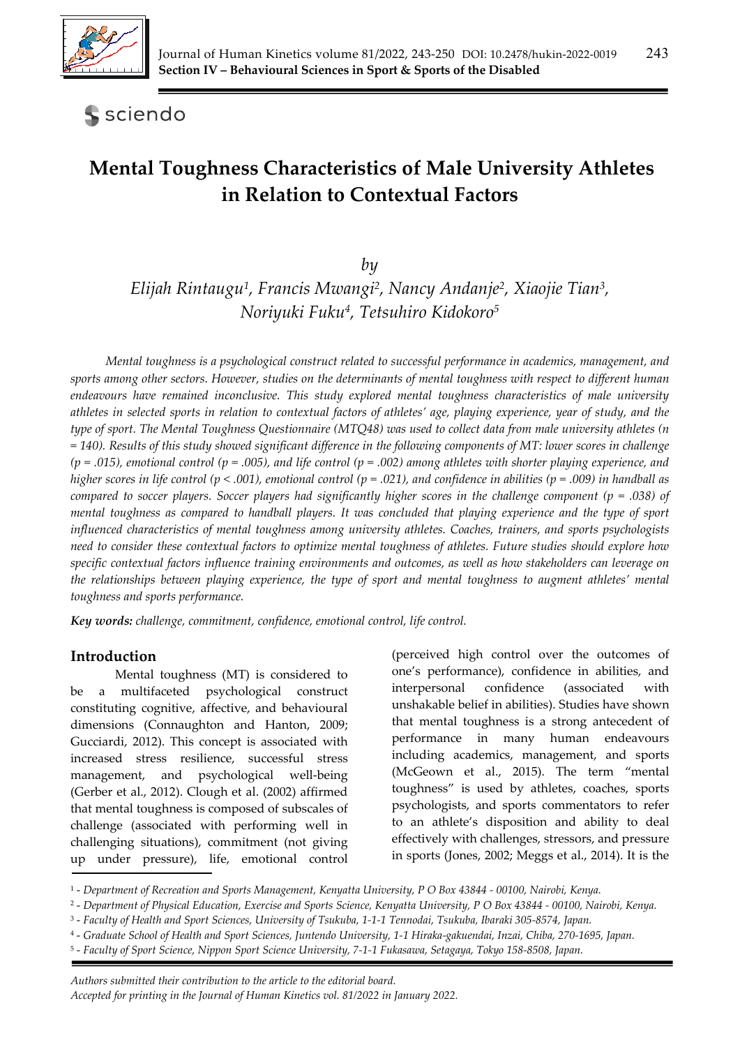# Mental Toughness Characteristics of Male University Athletes in Relation to Contextual Factors

*by*

*Elijah Rintaugu[1], Francis Mwangi[2], Nancy Andanje[2], Xiaojie Tian[3], Noriyuki Fuku[4], Tetsuhiro Kidokoro[5]*

*Mental toughness is a psychological construct related to successful performance in academics, management, and sports among other sectors. However, studies on the determinants of mental toughness with respect to different human endeavours have remained inconclusive. This study explored mental toughness characteristics of male university athletes in selected sports in relation to contextual factors of athletes' age, playing experience, year of study, and the type of sport. The Mental Toughness Questionnaire (MTQ48) was used to collect data from male university athletes (n = 140). Results of this study showed significant difference in the following components of MT: lower scores in challenge (p = .015), emotional control (p = .005), and life control (p = .002) among athletes with shorter playing experience, and higher scores in life control (p < .001), emotional control (p = .021), and confidence in abilities (p = .009) in handball as compared to soccer players. Soccer players had significantly higher scores in the challenge component (p = .038) of mental toughness as compared to handball players. It was concluded that playing experience and the type of sport influenced characteristics of mental toughness among university athletes. Coaches, trainers, and sports psychologists need to consider these contextual factors to optimize mental toughness of athletes. Future studies should explore how specific contextual factors influence training environments and outcomes, as well as how stakeholders can leverage on the relationships between playing experience, the type of sport and mental toughness to augment athletes' mental toughness and sports performance.*

**Key words:** *challenge, commitment, confidence, emotional control, life control.*

## Introduction

Mental toughness (MT) is considered to be a multifaceted psychological construct constituting cognitive, affective, and behavioural dimensions (Connaughton and Hanton, 2009; Gucciardi, 2012). This concept is associated with increased stress resilience, successful stress management, and psychological well-being (Gerber et al., 2012). Clough et al. (2002) affirmed that mental toughness is composed of subscales of challenge (associated with performing well in challenging situations), commitment (not giving up under pressure), life, emotional control (perceived high control over the outcomes of one's performance), confidence in abilities, and interpersonal confidence (associated with unshakable belief in abilities). Studies have shown that mental toughness is a strong antecedent of performance in many human endeavours including academics, management, and sports (McGeown et al., 2015). The term "mental toughness" is used by athletes, coaches, sports psychologists, and sports commentators to refer to an athlete's disposition and ability to deal effectively with challenges, stressors, and pressure in sports (Jones, 2002; Meggs et al., 2014). It is the

[1] - *Department of Recreation and Sports Management, Kenyatta University, P O Box 43844 - 00100, Nairobi, Kenya.*
[2] - *Department of Physical Education, Exercise and Sports Science, Kenyatta University, P O Box 43844 - 00100, Nairobi, Kenya.*
[3] - *Faculty of Health and Sport Sciences, University of Tsukuba, 1-1-1 Tennodai, Tsukuba, Ibaraki 305-8574, Japan.*
[4] - *Graduate School of Health and Sport Sciences, Juntendo University, 1-1 Hiraka-gakuendai, Inzai, Chiba, 270-1695, Japan.*
[5] - *Faculty of Sport Science, Nippon Sport Science University, 7-1-1 Fukasawa, Setagaya, Tokyo 158-8508, Japan.*

*Authors submitted their contribution to the article to the editorial board.*
*Accepted for printing in the Journal of Human Kinetics vol. 81/2022 in January 2022.*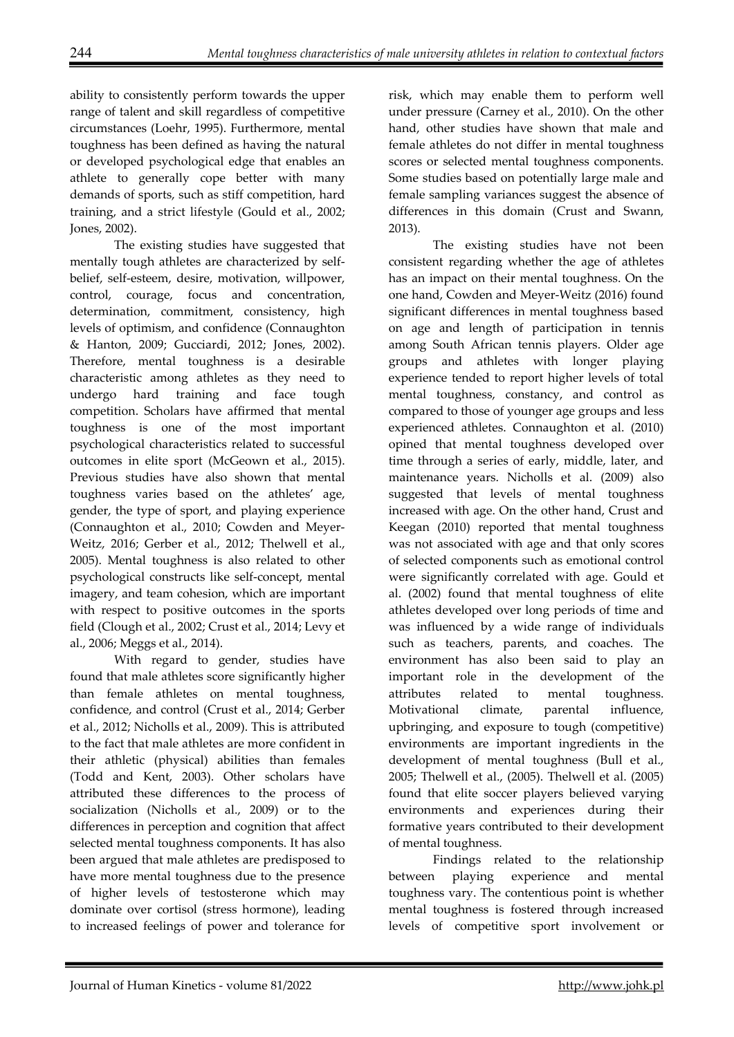ability to consistently perform towards the upper range of talent and skill regardless of competitive circumstances (Loehr, 1995). Furthermore, mental toughness has been defined as having the natural or developed psychological edge that enables an athlete to generally cope better with many demands of sports, such as stiff competition, hard training, and a strict lifestyle (Gould et al., 2002; Jones, 2002).

The existing studies have suggested that mentally tough athletes are characterized by self-belief, self-esteem, desire, motivation, willpower, control, courage, focus and concentration, determination, commitment, consistency, high levels of optimism, and confidence (Connaughton & Hanton, 2009; Gucciardi, 2012; Jones, 2002). Therefore, mental toughness is a desirable characteristic among athletes as they need to undergo hard training and face tough competition. Scholars have affirmed that mental toughness is one of the most important psychological characteristics related to successful outcomes in elite sport (McGeown et al., 2015). Previous studies have also shown that mental toughness varies based on the athletes' age, gender, the type of sport, and playing experience (Connaughton et al., 2010; Cowden and Meyer-Weitz, 2016; Gerber et al., 2012; Thelwell et al., 2005). Mental toughness is also related to other psychological constructs like self-concept, mental imagery, and team cohesion, which are important with respect to positive outcomes in the sports field (Clough et al., 2002; Crust et al., 2014; Levy et al., 2006; Meggs et al., 2014).

With regard to gender, studies have found that male athletes score significantly higher than female athletes on mental toughness, confidence, and control (Crust et al., 2014; Gerber et al., 2012; Nicholls et al., 2009). This is attributed to the fact that male athletes are more confident in their athletic (physical) abilities than females (Todd and Kent, 2003). Other scholars have attributed these differences to the process of socialization (Nicholls et al., 2009) or to the differences in perception and cognition that affect selected mental toughness components. It has also been argued that male athletes are predisposed to have more mental toughness due to the presence of higher levels of testosterone which may dominate over cortisol (stress hormone), leading to increased feelings of power and tolerance for risk, which may enable them to perform well under pressure (Carney et al., 2010). On the other hand, other studies have shown that male and female athletes do not differ in mental toughness scores or selected mental toughness components. Some studies based on potentially large male and female sampling variances suggest the absence of differences in this domain (Crust and Swann, 2013).

The existing studies have not been consistent regarding whether the age of athletes has an impact on their mental toughness. On the one hand, Cowden and Meyer-Weitz (2016) found significant differences in mental toughness based on age and length of participation in tennis among South African tennis players. Older age groups and athletes with longer playing experience tended to report higher levels of total mental toughness, constancy, and control as compared to those of younger age groups and less experienced athletes. Connaughton et al. (2010) opined that mental toughness developed over time through a series of early, middle, later, and maintenance years. Nicholls et al. (2009) also suggested that levels of mental toughness increased with age. On the other hand, Crust and Keegan (2010) reported that mental toughness was not associated with age and that only scores of selected components such as emotional control were significantly correlated with age. Gould et al. (2002) found that mental toughness of elite athletes developed over long periods of time and was influenced by a wide range of individuals such as teachers, parents, and coaches. The environment has also been said to play an important role in the development of the attributes related to mental toughness. Motivational climate, parental influence, upbringing, and exposure to tough (competitive) environments are important ingredients in the development of mental toughness (Bull et al., 2005; Thelwell et al., (2005). Thelwell et al. (2005) found that elite soccer players believed varying environments and experiences during their formative years contributed to their development of mental toughness.

Findings related to the relationship between playing experience and mental toughness vary. The contentious point is whether mental toughness is fostered through increased levels of competitive sport involvement or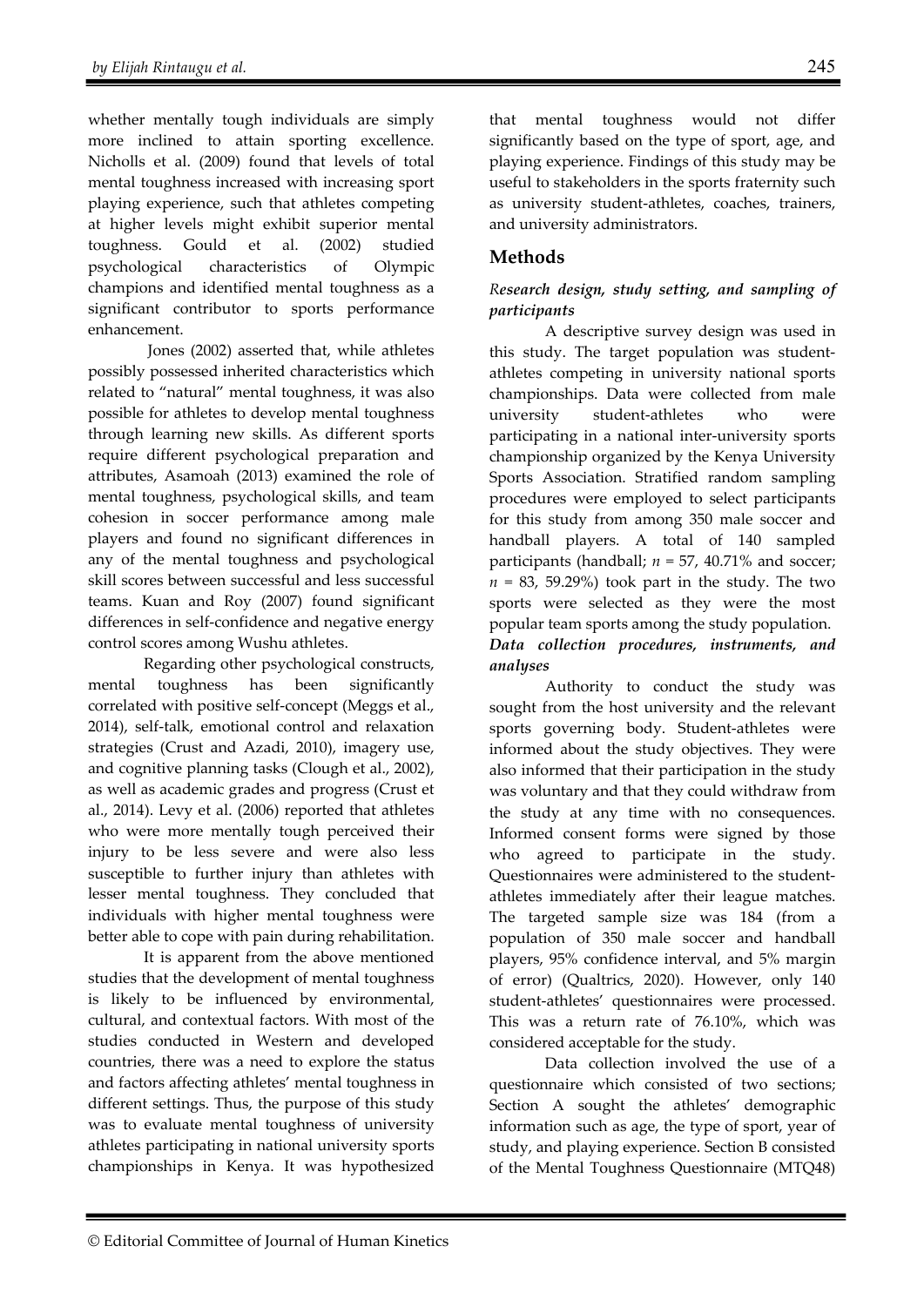whether mentally tough individuals are simply more inclined to attain sporting excellence. Nicholls et al. (2009) found that levels of total mental toughness increased with increasing sport playing experience, such that athletes competing at higher levels might exhibit superior mental toughness. Gould et al. (2002) studied psychological characteristics of Olympic champions and identified mental toughness as a significant contributor to sports performance enhancement.

Jones (2002) asserted that, while athletes possibly possessed inherited characteristics which related to "natural" mental toughness, it was also possible for athletes to develop mental toughness through learning new skills. As different sports require different psychological preparation and attributes, Asamoah (2013) examined the role of mental toughness, psychological skills, and team cohesion in soccer performance among male players and found no significant differences in any of the mental toughness and psychological skill scores between successful and less successful teams. Kuan and Roy (2007) found significant differences in self-confidence and negative energy control scores among Wushu athletes.

Regarding other psychological constructs, mental toughness has been significantly correlated with positive self-concept (Meggs et al., 2014), self-talk, emotional control and relaxation strategies (Crust and Azadi, 2010), imagery use, and cognitive planning tasks (Clough et al., 2002), as well as academic grades and progress (Crust et al., 2014). Levy et al. (2006) reported that athletes who were more mentally tough perceived their injury to be less severe and were also less susceptible to further injury than athletes with lesser mental toughness. They concluded that individuals with higher mental toughness were better able to cope with pain during rehabilitation.

It is apparent from the above mentioned studies that the development of mental toughness is likely to be influenced by environmental, cultural, and contextual factors. With most of the studies conducted in Western and developed countries, there was a need to explore the status and factors affecting athletes' mental toughness in different settings. Thus, the purpose of this study was to evaluate mental toughness of university athletes participating in national university sports championships in Kenya. It was hypothesized that mental toughness would not differ significantly based on the type of sport, age, and playing experience. Findings of this study may be useful to stakeholders in the sports fraternity such as university student-athletes, coaches, trainers, and university administrators.

## Methods

### *Research design, study setting, and sampling of participants*

A descriptive survey design was used in this study. The target population was student-athletes competing in university national sports championships. Data were collected from male university student-athletes who were participating in a national inter-university sports championship organized by the Kenya University Sports Association. Stratified random sampling procedures were employed to select participants for this study from among 350 male soccer and handball players. A total of 140 sampled participants (handball; $n$ = 57, 40.71% and soccer; $n$ = 83, 59.29%) took part in the study. The two sports were selected as they were the most popular team sports among the study population.

### *Data collection procedures, instruments, and analyses*

Authority to conduct the study was sought from the host university and the relevant sports governing body. Student-athletes were informed about the study objectives. They were also informed that their participation in the study was voluntary and that they could withdraw from the study at any time with no consequences. Informed consent forms were signed by those who agreed to participate in the study. Questionnaires were administered to the student-athletes immediately after their league matches. The targeted sample size was 184 (from a population of 350 male soccer and handball players, 95% confidence interval, and 5% margin of error) (Qualtrics, 2020). However, only 140 student-athletes' questionnaires were processed. This was a return rate of 76.10%, which was considered acceptable for the study.

Data collection involved the use of a questionnaire which consisted of two sections; Section A sought the athletes' demographic information such as age, the type of sport, year of study, and playing experience. Section B consisted of the Mental Toughness Questionnaire (MTQ48)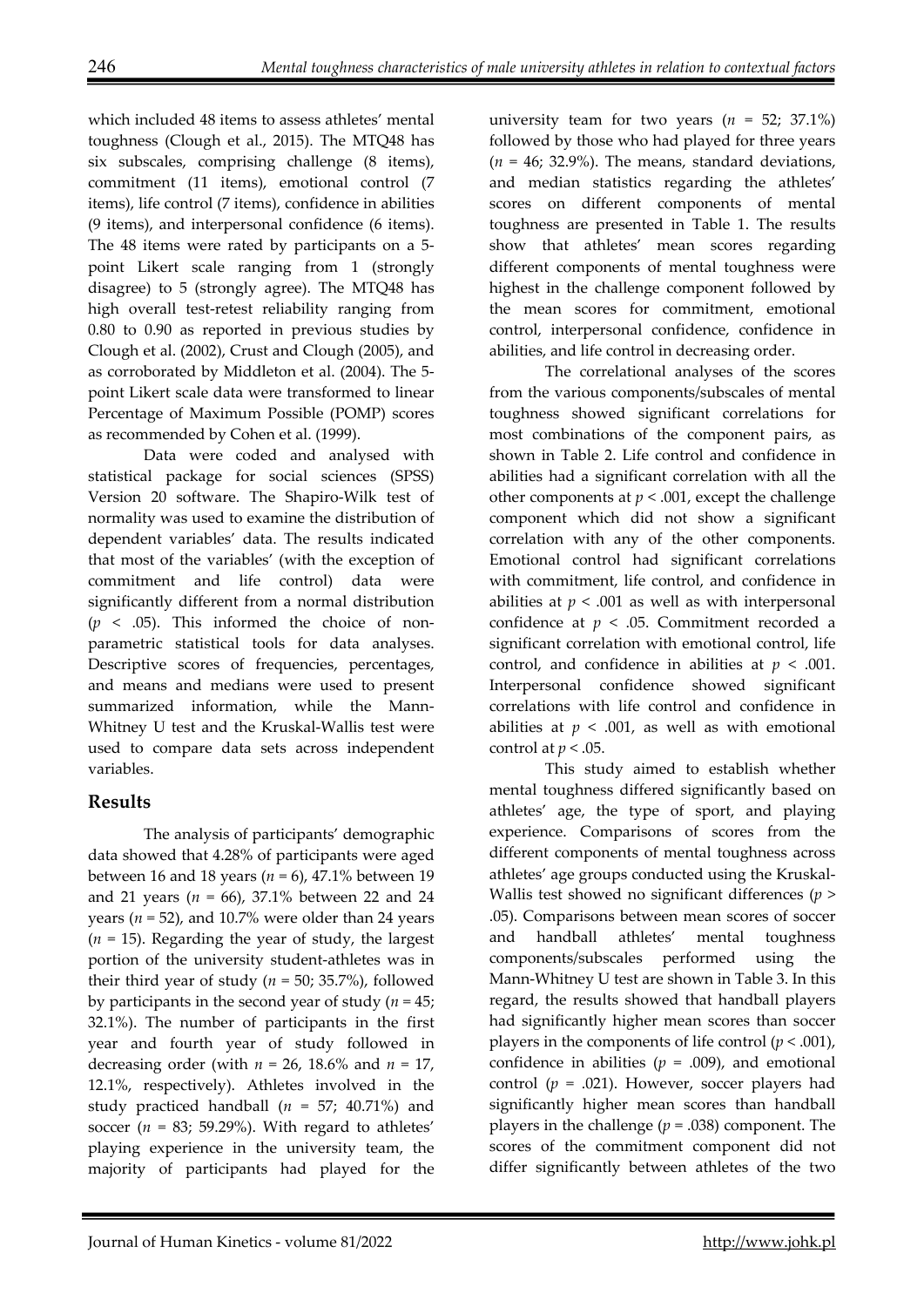which included 48 items to assess athletes' mental toughness (Clough et al., 2015). The MTQ48 has six subscales, comprising challenge (8 items), commitment (11 items), emotional control (7 items), life control (7 items), confidence in abilities (9 items), and interpersonal confidence (6 items). The 48 items were rated by participants on a 5-point Likert scale ranging from 1 (strongly disagree) to 5 (strongly agree). The MTQ48 has high overall test-retest reliability ranging from 0.80 to 0.90 as reported in previous studies by Clough et al. (2002), Crust and Clough (2005), and as corroborated by Middleton et al. (2004). The 5-point Likert scale data were transformed to linear Percentage of Maximum Possible (POMP) scores as recommended by Cohen et al. (1999).

Data were coded and analysed with statistical package for social sciences (SPSS) Version 20 software. The Shapiro-Wilk test of normality was used to examine the distribution of dependent variables' data. The results indicated that most of the variables' (with the exception of commitment and life control) data were significantly different from a normal distribution ($p < .05$). This informed the choice of non-parametric statistical tools for data analyses. Descriptive scores of frequencies, percentages, and means and medians were used to present summarized information, while the Mann-Whitney U test and the Kruskal-Wallis test were used to compare data sets across independent variables.

## Results

The analysis of participants' demographic data showed that 4.28% of participants were aged between 16 and 18 years ($n = 6$), 47.1% between 19 and 21 years ($n = 66$), 37.1% between 22 and 24 years ($n = 52$), and 10.7% were older than 24 years ($n = 15$). Regarding the year of study, the largest portion of the university student-athletes was in their third year of study ($n = 50$; 35.7%), followed by participants in the second year of study ($n = 45$; 32.1%). The number of participants in the first year and fourth year of study followed in decreasing order (with $n = 26$, 18.6% and $n = 17$, 12.1%, respectively). Athletes involved in the study practiced handball ($n = 57$; 40.71%) and soccer ($n = 83$; 59.29%). With regard to athletes' playing experience in the university team, the majority of participants had played for the university team for two years ($n = 52$; 37.1%) followed by those who had played for three years ($n = 46$; 32.9%). The means, standard deviations, and median statistics regarding the athletes' scores on different components of mental toughness are presented in Table 1. The results show that athletes' mean scores regarding different components of mental toughness were highest in the challenge component followed by the mean scores for commitment, emotional control, interpersonal confidence, confidence in abilities, and life control in decreasing order.

The correlational analyses of the scores from the various components/subscales of mental toughness showed significant correlations for most combinations of the component pairs, as shown in Table 2. Life control and confidence in abilities had a significant correlation with all the other components at $p < .001$, except the challenge component which did not show a significant correlation with any of the other components. Emotional control had significant correlations with commitment, life control, and confidence in abilities at $p < .001$ as well as with interpersonal confidence at $p < .05$. Commitment recorded a significant correlation with emotional control, life control, and confidence in abilities at $p < .001$. Interpersonal confidence showed significant correlations with life control and confidence in abilities at $p < .001$, as well as with emotional control at $p < .05$.

This study aimed to establish whether mental toughness differed significantly based on athletes' age, the type of sport, and playing experience. Comparisons of scores from the different components of mental toughness across athletes' age groups conducted using the Kruskal-Wallis test showed no significant differences ($p > .05$). Comparisons between mean scores of soccer and handball athletes' mental toughness components/subscales performed using the Mann-Whitney U test are shown in Table 3. In this regard, the results showed that handball players had significantly higher mean scores than soccer players in the components of life control ($p < .001$), confidence in abilities ($p = .009$), and emotional control ($p = .021$). However, soccer players had significantly higher mean scores than handball players in the challenge ($p = .038$) component. The scores of the commitment component did not differ significantly between athletes of the two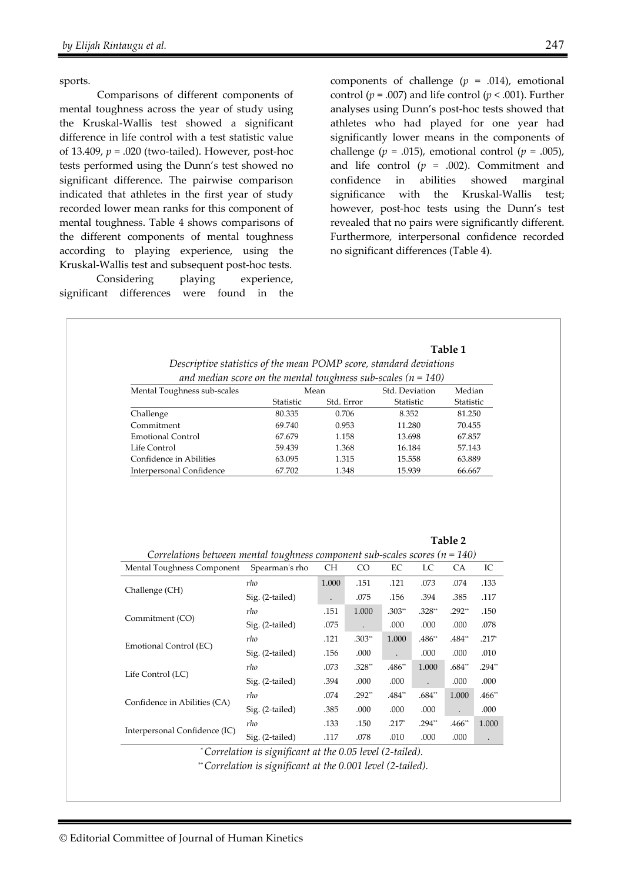sports.

Comparisons of different components of mental toughness across the year of study using the Kruskal-Wallis test showed a significant difference in life control with a test statistic value of 13.409, $p = .020$ (two-tailed). However, post-hoc tests performed using the Dunn's test showed no significant difference. The pairwise comparison indicated that athletes in the first year of study recorded lower mean ranks for this component of mental toughness. Table 4 shows comparisons of the different components of mental toughness according to playing experience, using the Kruskal-Wallis test and subsequent post-hoc tests.

Considering playing experience, significant differences were found in the components of challenge ($p = .014$), emotional control ($p = .007$) and life control ($p < .001$). Further analyses using Dunn's post-hoc tests showed that athletes who had played for one year had significantly lower means in the components of challenge ($p = .015$), emotional control ($p = .005$), and life control ($p = .002$). Commitment and confidence in abilities showed marginal significance with the Kruskal-Wallis test; however, post-hoc tests using the Dunn's test revealed that no pairs were significantly different. Furthermore, interpersonal confidence recorded no significant differences (Table 4).

**Table 1**

*Descriptive statistics of the mean POMP score, standard deviations and median score on the mental toughness sub-scales (n = 140)*

| Mental Toughness sub-scales | Mean | | Std. Deviation | Median |
|---|---|---|---|---|
| | Statistic | Std. Error | Statistic | Statistic |
| Challenge | 80.335 | 0.706 | 8.352 | 81.250 |
| Commitment | 69.740 | 0.953 | 11.280 | 70.455 |
| Emotional Control | 67.679 | 1.158 | 13.698 | 67.857 |
| Life Control | 59.439 | 1.368 | 16.184 | 57.143 |
| Confidence in Abilities | 63.095 | 1.315 | 15.558 | 63.889 |
| Interpersonal Confidence | 67.702 | 1.348 | 15.939 | 66.667 |

**Table 2**

*Correlations between mental toughness component sub-scales scores (n = 140)*

| Mental Toughness Component | Spearman's rho | CH | CO | EC | LC | CA | IC |
|---|---|---|---|---|---|---|---|
| Challenge (CH) | *rho* | 1.000 | .151 | .121 | .073 | .074 | .133 |
| | Sig. (2-tailed) | . | .075 | .156 | .394 | .385 | .117 |
| Commitment (CO) | *rho* | .151 | 1.000 | .303** | .328** | .292** | .150 |
| | Sig. (2-tailed) | .075 | . | .000 | .000 | .000 | .078 |
| Emotional Control (EC) | *rho* | .121 | .303** | 1.000 | .486** | .484** | .217* |
| | Sig. (2-tailed) | .156 | .000 | . | .000 | .000 | .010 |
| Life Control (LC) | *rho* | .073 | .328** | .486** | 1.000 | .684** | .294** |
| | Sig. (2-tailed) | .394 | .000 | .000 | . | .000 | .000 |
| Confidence in Abilities (CA) | *rho* | .074 | .292** | .484** | .684** | 1.000 | .466** |
| | Sig. (2-tailed) | .385 | .000 | .000 | .000 | . | .000 |
| Interpersonal Confidence (IC) | *rho* | .133 | .150 | .217* | .294** | .466** | 1.000 |
| | Sig. (2-tailed) | .117 | .078 | .010 | .000 | .000 | . |

\* *Correlation is significant at the 0.05 level (2-tailed).*

\*\* *Correlation is significant at the 0.001 level (2-tailed).*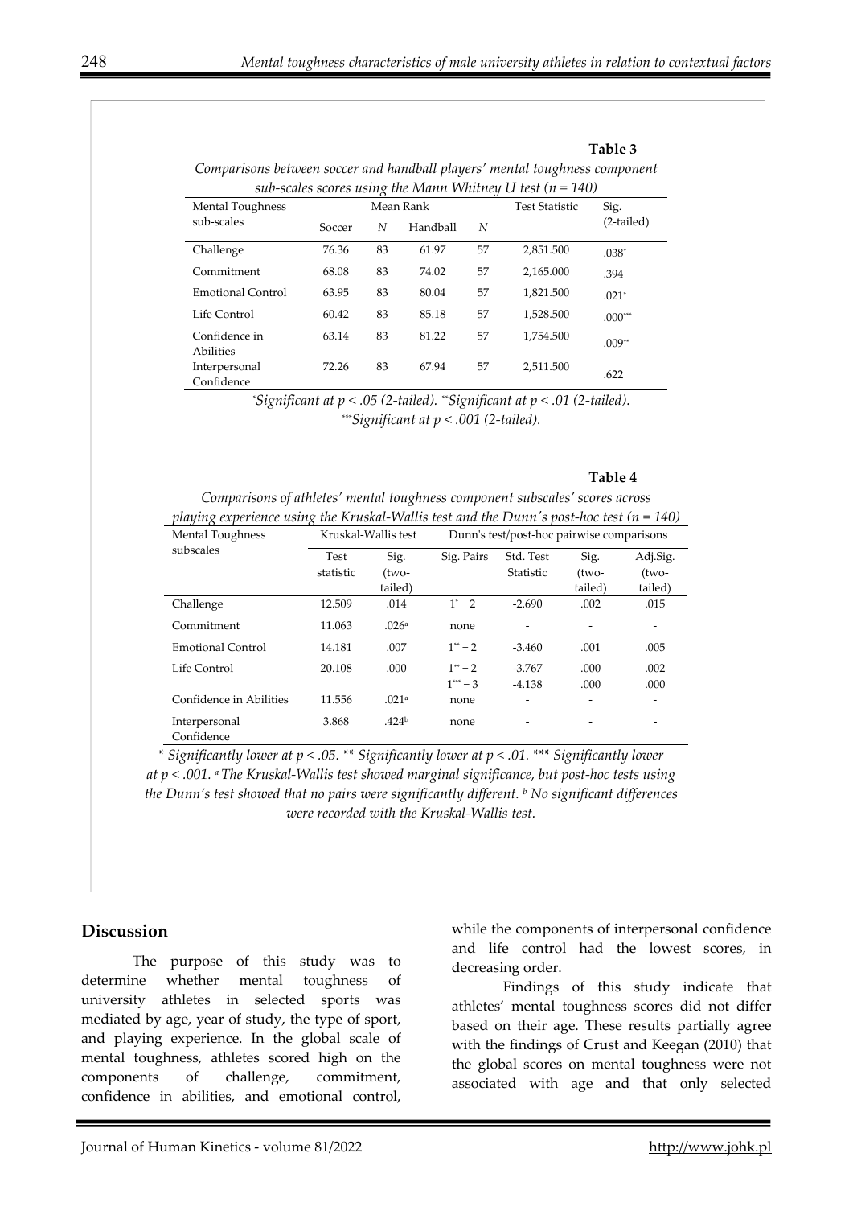**Table 3**

*Comparisons between soccer and handball players' mental toughness component sub-scales scores using the Mann Whitney U test (n = 140)*

| Mental Toughness sub-scales | Mean Rank | | | | Test Statistic | Sig. (2-tailed) |
|---|---|---|---|---|---|---|
| | Soccer | N | Handball | N | | |
| Challenge | 76.36 | 83 | 61.97 | 57 | 2,851.500 | .038* |
| Commitment | 68.08 | 83 | 74.02 | 57 | 2,165.000 | .394 |
| Emotional Control | 63.95 | 83 | 80.04 | 57 | 1,821.500 | .021* |
| Life Control | 60.42 | 83 | 85.18 | 57 | 1,528.500 | .000*** |
| Confidence in Abilities | 63.14 | 83 | 81.22 | 57 | 1,754.500 | .009** |
| Interpersonal Confidence | 72.26 | 83 | 67.94 | 57 | 2,511.500 | .622 |

*Significant at p < .05 (2-tailed). **Significant at p < .01 (2-tailed). ***Significant at p < .001 (2-tailed).

**Table 4**

*Comparisons of athletes' mental toughness component subscales' scores across playing experience using the Kruskal-Wallis test and the Dunn's post-hoc test (n = 140)*

| Mental Toughness subscales | Kruskal-Wallis test | | Dunn's test/post-hoc pairwise comparisons | | | |
|---|---|---|---|---|---|---|
| | Test statistic | Sig. (two-tailed) | Sig. Pairs | Std. Test Statistic | Sig. (two-tailed) | Adj.Sig. (two-tailed) |
| Challenge | 12.509 | .014 | 1* – 2 | -2.690 | .002 | .015 |
| Commitment | 11.063 | .026ª | none | - | - | - |
| Emotional Control | 14.181 | .007 | 1** – 2 | -3.460 | .001 | .005 |
| Life Control | 20.108 | .000 | 1** – 2 | -3.767 | .000 | .002 |
| | | | 1*** – 3 | -4.138 | .000 | .000 |
| Confidence in Abilities | 11.556 | .021ª | none | - | - | - |
| Interpersonal Confidence | 3.868 | .424ᵇ | none | - | - | - |

* Significantly lower at p < .05. ** Significantly lower at p < .01. *** Significantly lower at p < .001. ª The Kruskal-Wallis test showed marginal significance, but post-hoc tests using the Dunn's test showed that no pairs were significantly different. ᵇ No significant differences were recorded with the Kruskal-Wallis test.

## Discussion

The purpose of this study was to determine whether mental toughness of university athletes in selected sports was mediated by age, year of study, the type of sport, and playing experience. In the global scale of mental toughness, athletes scored high on the components of challenge, commitment, confidence in abilities, and emotional control, while the components of interpersonal confidence and life control had the lowest scores, in decreasing order.

Findings of this study indicate that athletes' mental toughness scores did not differ based on their age. These results partially agree with the findings of Crust and Keegan (2010) that the global scores on mental toughness were not associated with age and that only selected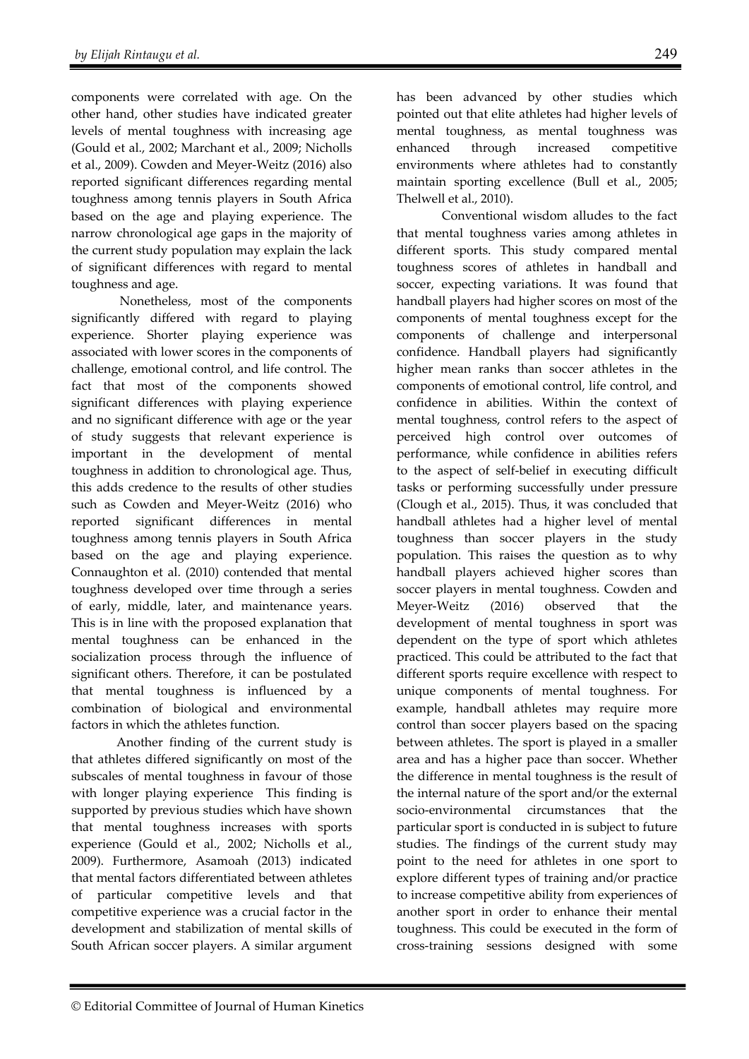components were correlated with age. On the other hand, other studies have indicated greater levels of mental toughness with increasing age (Gould et al., 2002; Marchant et al., 2009; Nicholls et al., 2009). Cowden and Meyer-Weitz (2016) also reported significant differences regarding mental toughness among tennis players in South Africa based on the age and playing experience. The narrow chronological age gaps in the majority of the current study population may explain the lack of significant differences with regard to mental toughness and age.

Nonetheless, most of the components significantly differed with regard to playing experience. Shorter playing experience was associated with lower scores in the components of challenge, emotional control, and life control. The fact that most of the components showed significant differences with playing experience and no significant difference with age or the year of study suggests that relevant experience is important in the development of mental toughness in addition to chronological age. Thus, this adds credence to the results of other studies such as Cowden and Meyer-Weitz (2016) who reported significant differences in mental toughness among tennis players in South Africa based on the age and playing experience. Connaughton et al. (2010) contended that mental toughness developed over time through a series of early, middle, later, and maintenance years. This is in line with the proposed explanation that mental toughness can be enhanced in the socialization process through the influence of significant others. Therefore, it can be postulated that mental toughness is influenced by a combination of biological and environmental factors in which the athletes function.

Another finding of the current study is that athletes differed significantly on most of the subscales of mental toughness in favour of those with longer playing experience This finding is supported by previous studies which have shown that mental toughness increases with sports experience (Gould et al., 2002; Nicholls et al., 2009). Furthermore, Asamoah (2013) indicated that mental factors differentiated between athletes of particular competitive levels and that competitive experience was a crucial factor in the development and stabilization of mental skills of South African soccer players. A similar argument has been advanced by other studies which pointed out that elite athletes had higher levels of mental toughness, as mental toughness was enhanced through increased competitive environments where athletes had to constantly maintain sporting excellence (Bull et al., 2005; Thelwell et al., 2010).

Conventional wisdom alludes to the fact that mental toughness varies among athletes in different sports. This study compared mental toughness scores of athletes in handball and soccer, expecting variations. It was found that handball players had higher scores on most of the components of mental toughness except for the components of challenge and interpersonal confidence. Handball players had significantly higher mean ranks than soccer athletes in the components of emotional control, life control, and confidence in abilities. Within the context of mental toughness, control refers to the aspect of perceived high control over outcomes of performance, while confidence in abilities refers to the aspect of self-belief in executing difficult tasks or performing successfully under pressure (Clough et al., 2015). Thus, it was concluded that handball athletes had a higher level of mental toughness than soccer players in the study population. This raises the question as to why handball players achieved higher scores than soccer players in mental toughness. Cowden and Meyer-Weitz (2016) observed that the development of mental toughness in sport was dependent on the type of sport which athletes practiced. This could be attributed to the fact that different sports require excellence with respect to unique components of mental toughness. For example, handball athletes may require more control than soccer players based on the spacing between athletes. The sport is played in a smaller area and has a higher pace than soccer. Whether the difference in mental toughness is the result of the internal nature of the sport and/or the external socio-environmental circumstances that the particular sport is conducted in is subject to future studies. The findings of the current study may point to the need for athletes in one sport to explore different types of training and/or practice to increase competitive ability from experiences of another sport in order to enhance their mental toughness. This could be executed in the form of cross-training sessions designed with some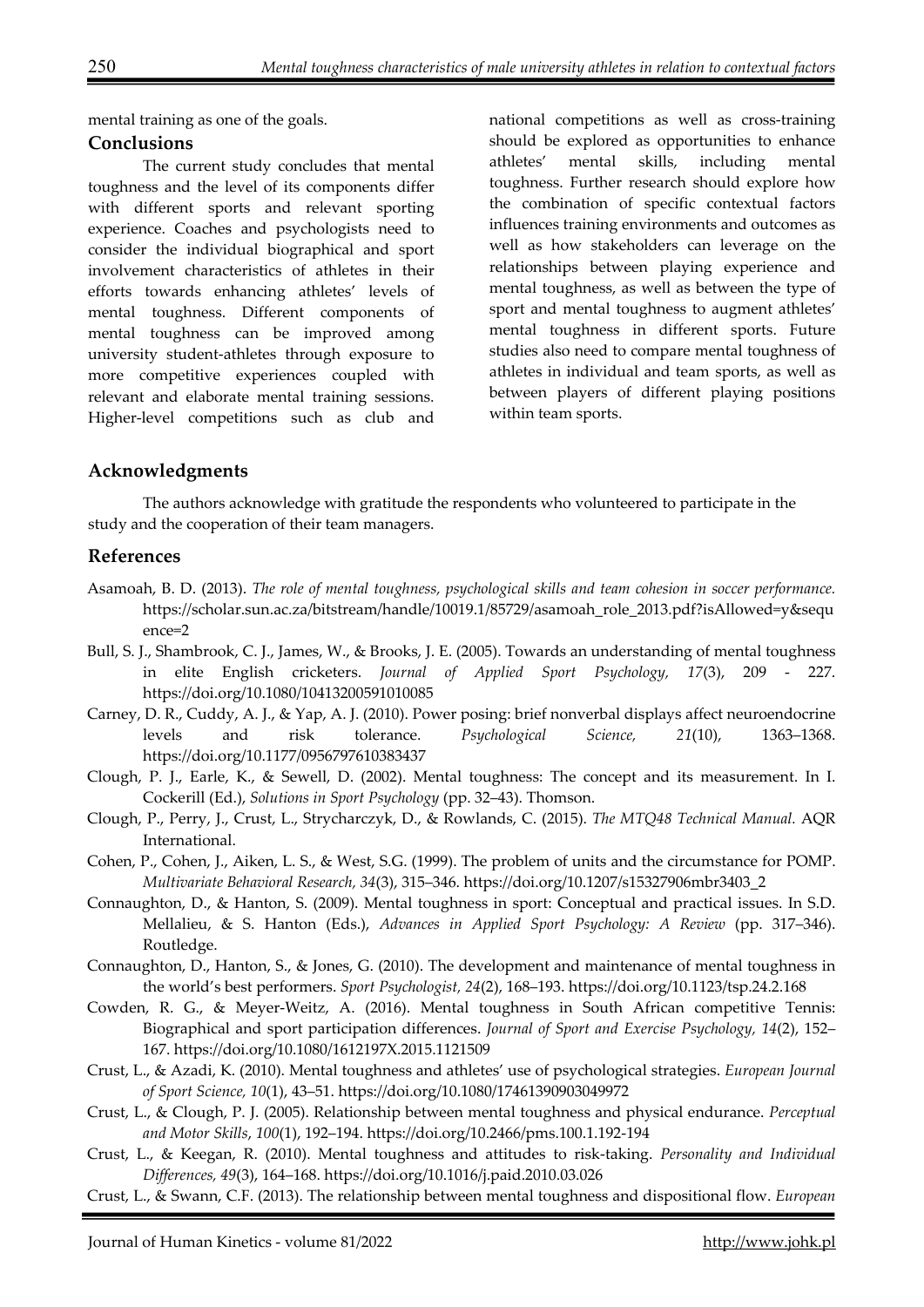mental training as one of the goals.

## Conclusions

The current study concludes that mental toughness and the level of its components differ with different sports and relevant sporting experience. Coaches and psychologists need to consider the individual biographical and sport involvement characteristics of athletes in their efforts towards enhancing athletes' levels of mental toughness. Different components of mental toughness can be improved among university student-athletes through exposure to more competitive experiences coupled with relevant and elaborate mental training sessions. Higher-level competitions such as club and national competitions as well as cross-training should be explored as opportunities to enhance athletes' mental skills, including mental toughness. Further research should explore how the combination of specific contextual factors influences training environments and outcomes as well as how stakeholders can leverage on the relationships between playing experience and mental toughness, as well as between the type of sport and mental toughness to augment athletes' mental toughness in different sports. Future studies also need to compare mental toughness of athletes in individual and team sports, as well as between players of different playing positions within team sports.

## Acknowledgments

The authors acknowledge with gratitude the respondents who volunteered to participate in the study and the cooperation of their team managers.

## References

Asamoah, B. D. (2013). *The role of mental toughness, psychological skills and team cohesion in soccer performance.* https://scholar.sun.ac.za/bitstream/handle/10019.1/85729/asamoah_role_2013.pdf?isAllowed=y&sequence=2

Bull, S. J., Shambrook, C. J., James, W., & Brooks, J. E. (2005). Towards an understanding of mental toughness in elite English cricketers. *Journal of Applied Sport Psychology, 17*(3), 209 - 227. https://doi.org/10.1080/10413200591010085

Carney, D. R., Cuddy, A. J., & Yap, A. J. (2010). Power posing: brief nonverbal displays affect neuroendocrine levels and risk tolerance. *Psychological Science, 21*(10), 1363–1368. https://doi.org/10.1177/0956797610383437

Clough, P. J., Earle, K., & Sewell, D. (2002). Mental toughness: The concept and its measurement. In I. Cockerill (Ed.), *Solutions in Sport Psychology* (pp. 32–43). Thomson.

Clough, P., Perry, J., Crust, L., Strycharczyk, D., & Rowlands, C. (2015). *The MTQ48 Technical Manual.* AQR International.

Cohen, P., Cohen, J., Aiken, L. S., & West, S.G. (1999). The problem of units and the circumstance for POMP. *Multivariate Behavioral Research, 34*(3), 315–346. https://doi.org/10.1207/s15327906mbr3403_2

Connaughton, D., & Hanton, S. (2009). Mental toughness in sport: Conceptual and practical issues. In S.D. Mellalieu, & S. Hanton (Eds.), *Advances in Applied Sport Psychology: A Review* (pp. 317–346). Routledge.

Connaughton, D., Hanton, S., & Jones, G. (2010). The development and maintenance of mental toughness in the world's best performers. *Sport Psychologist, 24*(2), 168–193. https://doi.org/10.1123/tsp.24.2.168

Cowden, R. G., & Meyer-Weitz, A. (2016). Mental toughness in South African competitive Tennis: Biographical and sport participation differences. *Journal of Sport and Exercise Psychology, 14*(2), 152–167. https://doi.org/10.1080/1612197X.2015.1121509

Crust, L., & Azadi, K. (2010). Mental toughness and athletes' use of psychological strategies. *European Journal of Sport Science, 10*(1), 43–51. https://doi.org/10.1080/17461390903049972

Crust, L., & Clough, P. J. (2005). Relationship between mental toughness and physical endurance. *Perceptual and Motor Skills*, *100*(1), 192–194. https://doi.org/10.2466/pms.100.1.192-194

Crust, L., & Keegan, R. (2010). Mental toughness and attitudes to risk-taking. *Personality and Individual Differences, 49*(3), 164–168. https://doi.org/10.1016/j.paid.2010.03.026

Crust, L., & Swann, C.F. (2013). The relationship between mental toughness and dispositional flow. *European*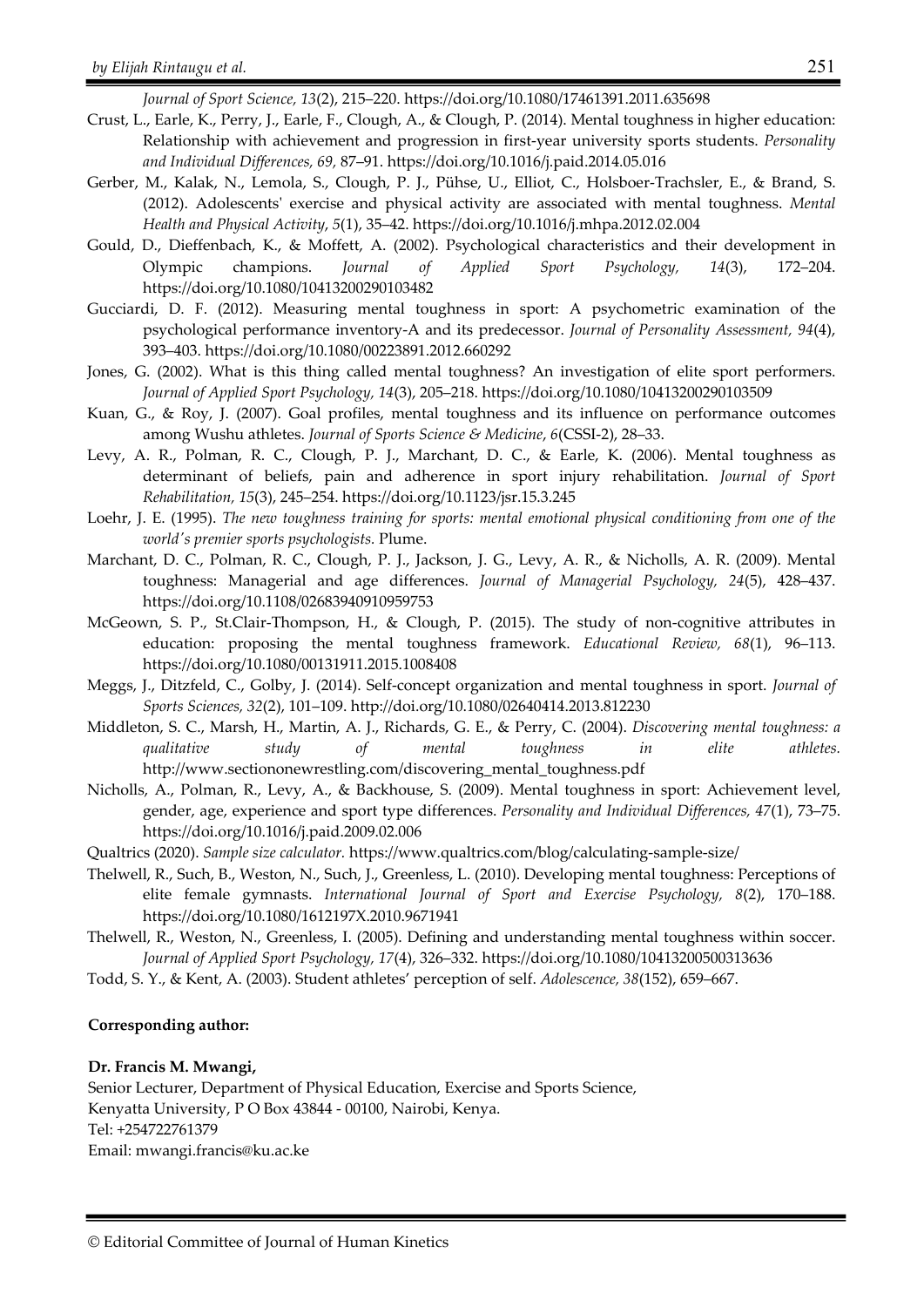*Journal of Sport Science, 13*(2), 215–220. https://doi.org/10.1080/17461391.2011.635698

Crust, L., Earle, K., Perry, J., Earle, F., Clough, A., & Clough, P. (2014). Mental toughness in higher education: Relationship with achievement and progression in first-year university sports students. *Personality and Individual Differences, 69,* 87–91. https://doi.org/10.1016/j.paid.2014.05.016

Gerber, M., Kalak, N., Lemola, S., Clough, P. J., Pühse, U., Elliot, C., Holsboer-Trachsler, E., & Brand, S. (2012). Adolescents' exercise and physical activity are associated with mental toughness. *Mental Health and Physical Activity*, *5*(1), 35–42. https://doi.org/10.1016/j.mhpa.2012.02.004

Gould, D., Dieffenbach, K., & Moffett, A. (2002). Psychological characteristics and their development in Olympic champions. *Journal of Applied Sport Psychology, 14*(3), 172–204. https://doi.org/10.1080/10413200290103482

Gucciardi, D. F. (2012). Measuring mental toughness in sport: A psychometric examination of the psychological performance inventory-A and its predecessor. *Journal of Personality Assessment, 94*(4), 393–403. https://doi.org/10.1080/00223891.2012.660292

Jones, G. (2002). What is this thing called mental toughness? An investigation of elite sport performers. *Journal of Applied Sport Psychology, 14*(3), 205–218. https://doi.org/10.1080/10413200290103509

Kuan, G., & Roy, J. (2007). Goal profiles, mental toughness and its influence on performance outcomes among Wushu athletes. *Journal of Sports Science & Medicine*, *6*(CSSI-2), 28–33.

Levy, A. R., Polman, R. C., Clough, P. J., Marchant, D. C., & Earle, K. (2006). Mental toughness as determinant of beliefs, pain and adherence in sport injury rehabilitation. *Journal of Sport Rehabilitation, 15*(3), 245–254. https://doi.org/10.1123/jsr.15.3.245

Loehr, J. E. (1995). *The new toughness training for sports: mental emotional physical conditioning from one of the world's premier sports psychologists.* Plume.

Marchant, D. C., Polman, R. C., Clough, P. J., Jackson, J. G., Levy, A. R., & Nicholls, A. R. (2009). Mental toughness: Managerial and age differences. *Journal of Managerial Psychology, 24*(5), 428–437. https://doi.org/10.1108/02683940910959753

McGeown, S. P., St.Clair-Thompson, H., & Clough, P. (2015). The study of non-cognitive attributes in education: proposing the mental toughness framework. *Educational Review, 68*(1), 96–113. https://doi.org/10.1080/00131911.2015.1008408

Meggs, J., Ditzfeld, C., Golby, J. (2014). Self-concept organization and mental toughness in sport. *Journal of Sports Sciences, 32*(2), 101–109. http://doi.org/10.1080/02640414.2013.812230

Middleton, S. C., Marsh, H., Martin, A. J., Richards, G. E., & Perry, C. (2004). *Discovering mental toughness: a qualitative study of mental toughness in elite athletes.* http://www.sectiononewrestling.com/discovering_mental_toughness.pdf

Nicholls, A., Polman, R., Levy, A., & Backhouse, S. (2009). Mental toughness in sport: Achievement level, gender, age, experience and sport type differences. *Personality and Individual Differences, 47*(1), 73–75. https://doi.org/10.1016/j.paid.2009.02.006

Qualtrics (2020). *Sample size calculator.* https://www.qualtrics.com/blog/calculating-sample-size/

Thelwell, R., Such, B., Weston, N., Such, J., Greenless, L. (2010). Developing mental toughness: Perceptions of elite female gymnasts. *International Journal of Sport and Exercise Psychology, 8*(2), 170–188. https://doi.org/10.1080/1612197X.2010.9671941

Thelwell, R., Weston, N., Greenless, I. (2005). Defining and understanding mental toughness within soccer. *Journal of Applied Sport Psychology, 17*(4), 326–332. https://doi.org/10.1080/10413200500313636

Todd, S. Y., & Kent, A. (2003). Student athletes' perception of self. *Adolescence, 38*(152), 659–667.

**Corresponding author:**

**Dr. Francis M. Mwangi,**
Senior Lecturer, Department of Physical Education, Exercise and Sports Science,
Kenyatta University, P O Box 43844 - 00100, Nairobi, Kenya.
Tel: +254722761379
Email: mwangi.francis@ku.ac.ke